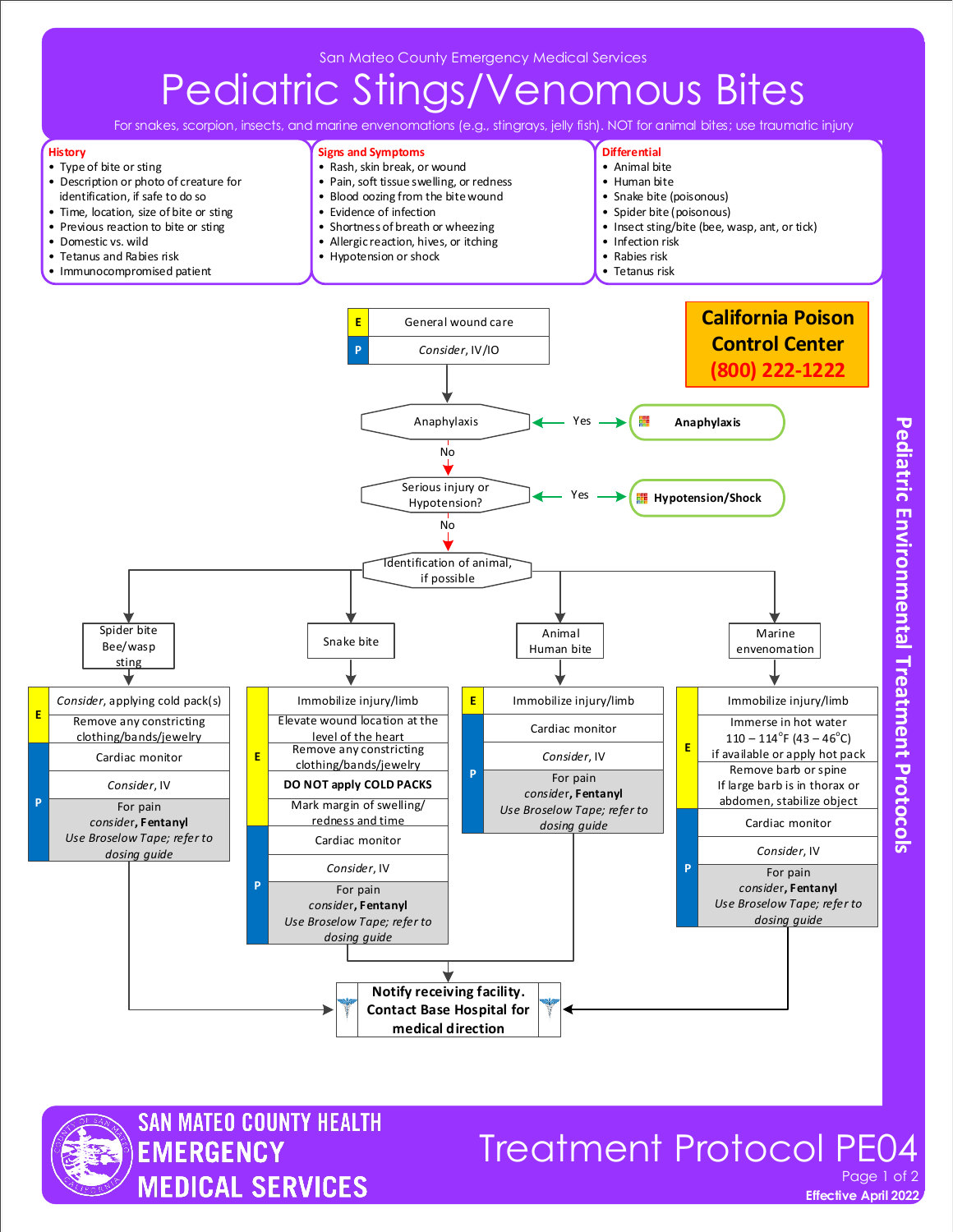San Mateo County Emergency Medical Services

# Pediatric Stings/Venomous Bites

For snakes, scorpion, insects, and marine envenomations (e.g., stingrays, jelly fish). NOT for animal bites; use traumatic injury

**History**
- Type of bite or sting
- Description or photo of creature for identification, if safe to do so
- Time, location, size of bite or sting
- Previous reaction to bite or sting
- Domestic vs. wild
- Tetanus and Rabies risk
- Immunocompromised patient

**Signs and Symptoms**
- Rash, skin break, or wound
- Pain, soft tissue swelling, or redness
- Blood oozing from the bite wound
- Evidence of infection
- Shortness of breath or wheezing
- Allergic reaction, hives, or itching
- Hypotension or shock

**Differential**
- Animal bite
- Human bite
- Snake bite (poisonous)
- Spider bite (poisonous)
- Insect sting/bite (bee, wasp, ant, or tick)
- Infection risk
- Rabies risk
- Tetanus risk

**California Poison Control Center (800) 222-1222**

E: General wound care
P: *Consider*, IV/IO

Anaphylaxis? — Yes → **Anaphylaxis**
No ↓

Serious injury or Hypotension? — Yes → **Hypotension/Shock**
No ↓

Identification of animal, if possible

**Spider bite / Bee/wasp sting**
- E: *Consider*, applying cold pack(s)
- E: Remove any constricting clothing/bands/jewelry
- P: Cardiac monitor
- P: *Consider*, IV
- P: For pain *consider*, **Fentanyl** *Use Broselow Tape; refer to dosing guide*

**Snake bite**
- E: Immobilize injury/limb
- E: Elevate wound location at the level of the heart
- E: Remove any constricting clothing/bands/jewelry
- E: **DO NOT apply COLD PACKS**
- E: Mark margin of swelling/ redness and time
- P: Cardiac monitor
- P: *Consider*, IV
- P: For pain *consider*, **Fentanyl** *Use Broselow Tape; refer to dosing guide*

**Animal / Human bite**
- E: Immobilize injury/limb
- P: Cardiac monitor
- P: *Consider*, IV
- P: For pain *consider*, **Fentanyl** *Use Broselow Tape; refer to dosing guide*

**Marine envenomation**
- E: Immobilize injury/limb
- E: Immerse in hot water 110 – 114°F (43 – 46°C) if available or apply hot pack
- E: Remove barb or spine. If large barb is in thorax or abdomen, stabilize object
- P: Cardiac monitor
- P: *Consider*, IV
- P: For pain *consider*, **Fentanyl** *Use Broselow Tape; refer to dosing guide*

**Notify receiving facility. Contact Base Hospital for medical direction**

Pediatric Environmental Treatment Protocols

SAN MATEO COUNTY HEALTH EMERGENCY MEDICAL SERVICES

Treatment Protocol PE04

Effective April 2022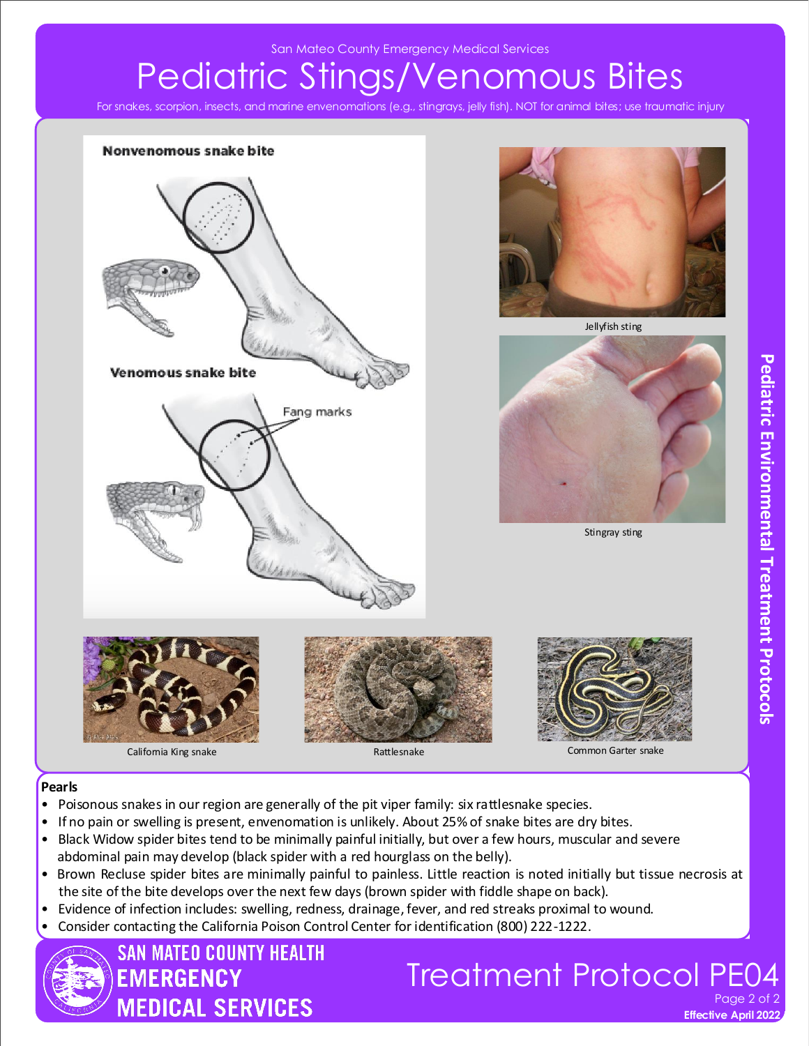San Mateo County Emergency Medical Services

# Pediatric Stings/Venomous Bites

For snakes, scorpion, insects, and marine envenomations (e.g., stingrays, jelly fish). NOT for animal bites; use traumatic injury

Nonvenomous snake bite

Venomous snake bite

Fang marks

Jellyfish sting

Stingray sting

California King snake

Rattlesnake

Common Garter snake

## Pearls

- Poisonous snakes in our region are generally of the pit viper family: six rattlesnake species.
- If no pain or swelling is present, envenomation is unlikely. About 25% of snake bites are dry bites.
- Black Widow spider bites tend to be minimally painful initially, but over a few hours, muscular and severe abdominal pain may develop (black spider with a red hourglass on the belly).
- Brown Recluse spider bites are minimally painful to painless. Little reaction is noted initially but tissue necrosis at the site of the bite develops over the next few days (brown spider with fiddle shape on back).
- Evidence of infection includes: swelling, redness, drainage, fever, and red streaks proximal to wound.
- Consider contacting the California Poison Control Center for identification (800) 222-1222.